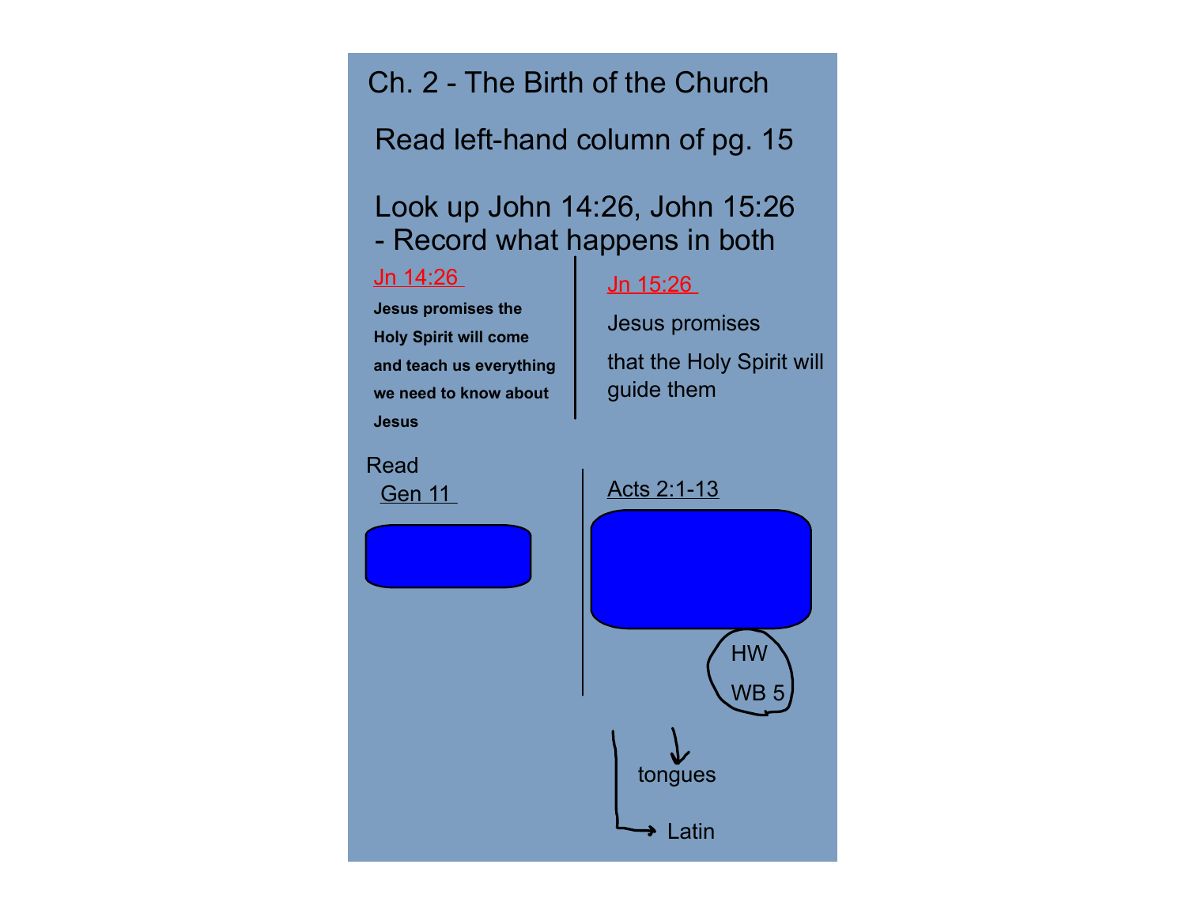# Ch. 2 - The Birth of the Church

Read left-hand column of pg. 15

Look up John 14:26, John 15:26
- Record what happens in both

**Jn 14:26**

**Jesus promises the Holy Spirit will come and teach us everything we need to know about Jesus**

**Jn 15:26**

Jesus promises

that the Holy Spirit will guide them

Read

Gen 11

Acts 2:1-13

HW

WB 5

tongues

Latin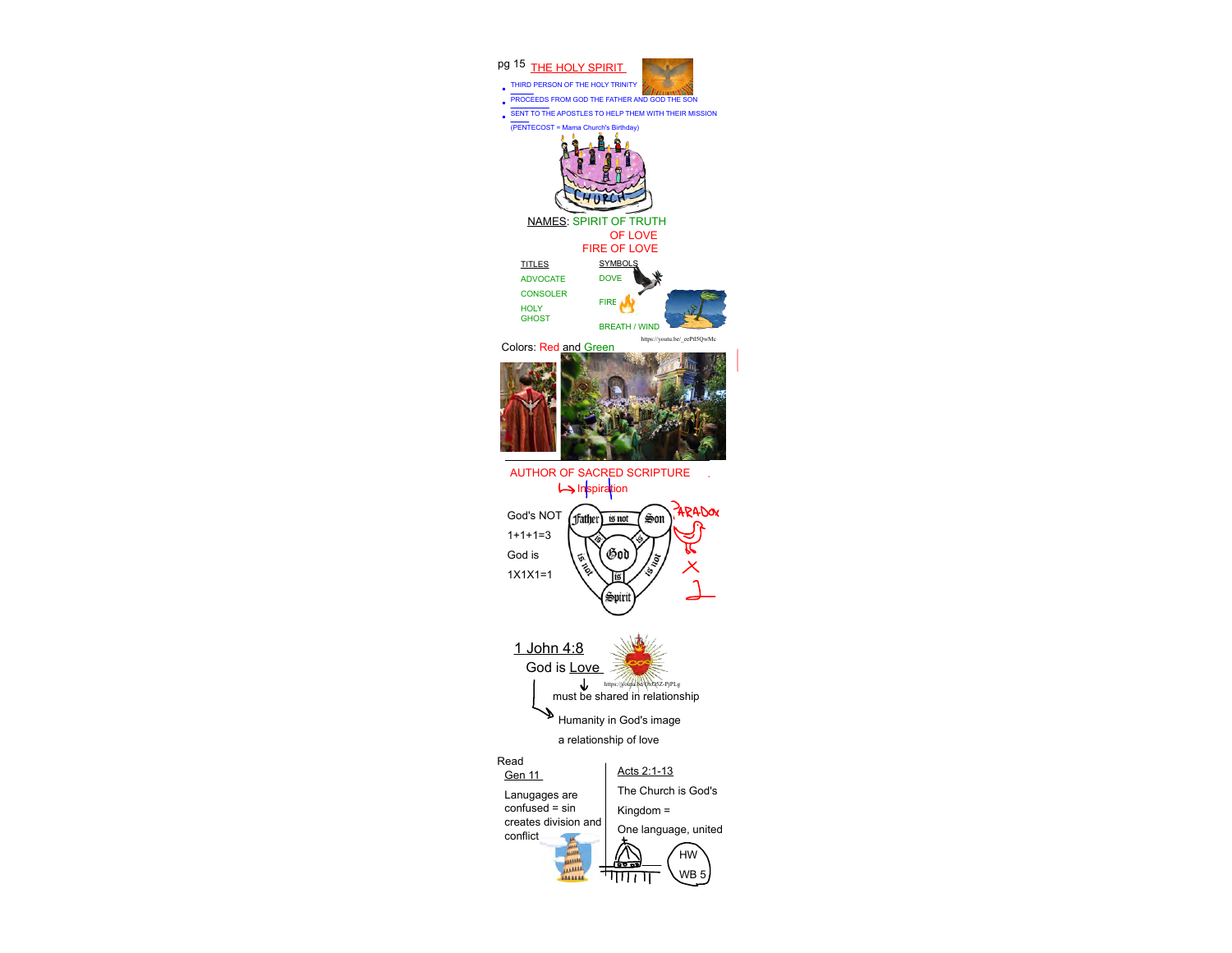pg 15 THE HOLY SPIRIT

- THIRD PERSON OF THE HOLY TRINITY
- PROCEEDS FROM GOD THE FATHER AND GOD THE SON
- SENT TO THE APOSTLES TO HELP THEM WITH THEIR MISSION

(PENTECOST = Mama Church's Birthday)

CHURCH

NAMES: SPIRIT OF TRUTH
OF LOVE
FIRE OF LOVE

| TITLES | SYMBOLS |
| --- | --- |
| ADVOCATE | DOVE |
| CONSOLER | FIRE |
| HOLY GHOST | BREATH / WIND |

https://youtu.be/_eePtl5QwMc

Colors: Red and Green

AUTHOR OF SACRED SCRIPTURE

→ Inspiration

God's NOT
1+1+1=3
God is
1X1X1=1

Father is not Son; Father is God; Son is God; Spirit is God; Father is not Spirit; Son is not Spirit

PARADOX

1 John 4:8

God is Love

https://youtu.be/DxD5Z-PjPLg

↓ must be shared in relationship

→ Humanity in God's image
a relationship of love

Read

| Gen 11 | Acts 2:1-13 |
| --- | --- |
| Lanugages are confused = sin creates division and conflict | The Church is God's Kingdom = One language, united |

HW
WB 5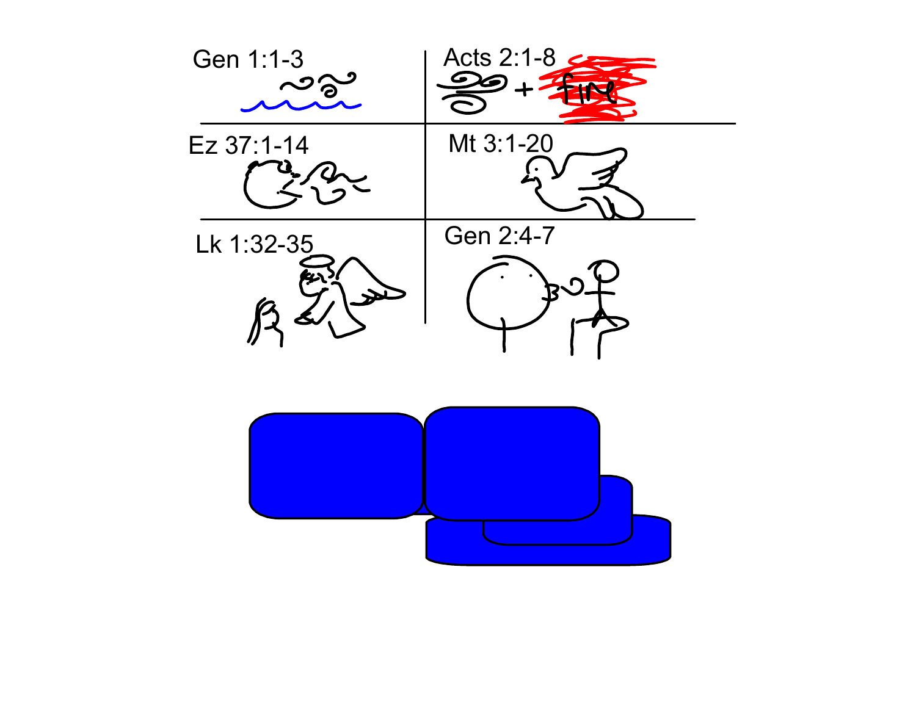| Gen 1:1-3 | Acts 2:1-8 |
|---|---|
| Ez 37:1-14 | Mt 3:1-20 |
| Lk 1:32-35 | Gen 2:4-7 |

fire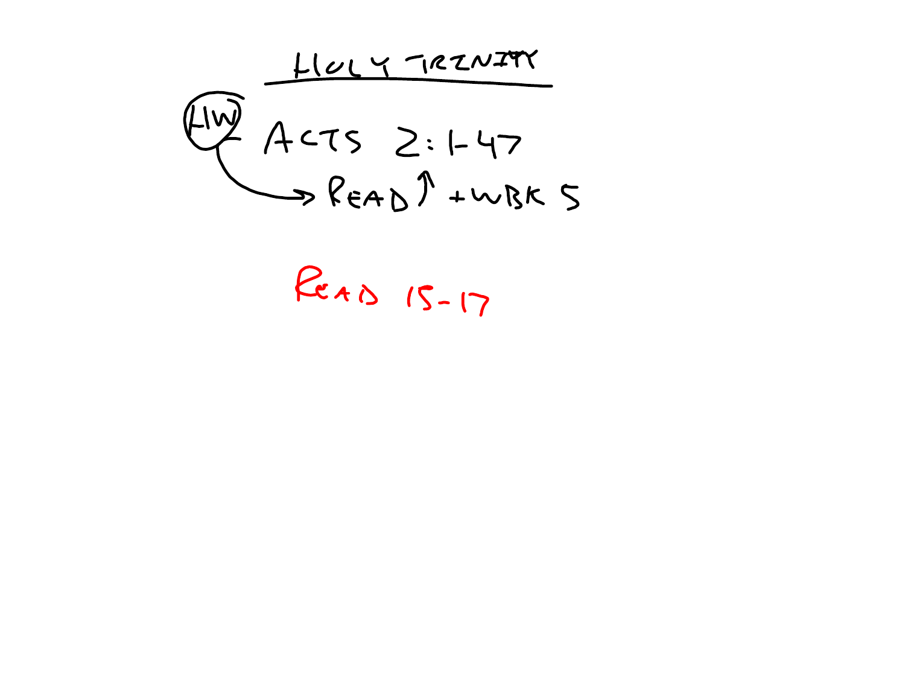# HOLY TRINITY

HW – ACTS 2:1-47

→ READ ↑ + WBK 5

READ 15-17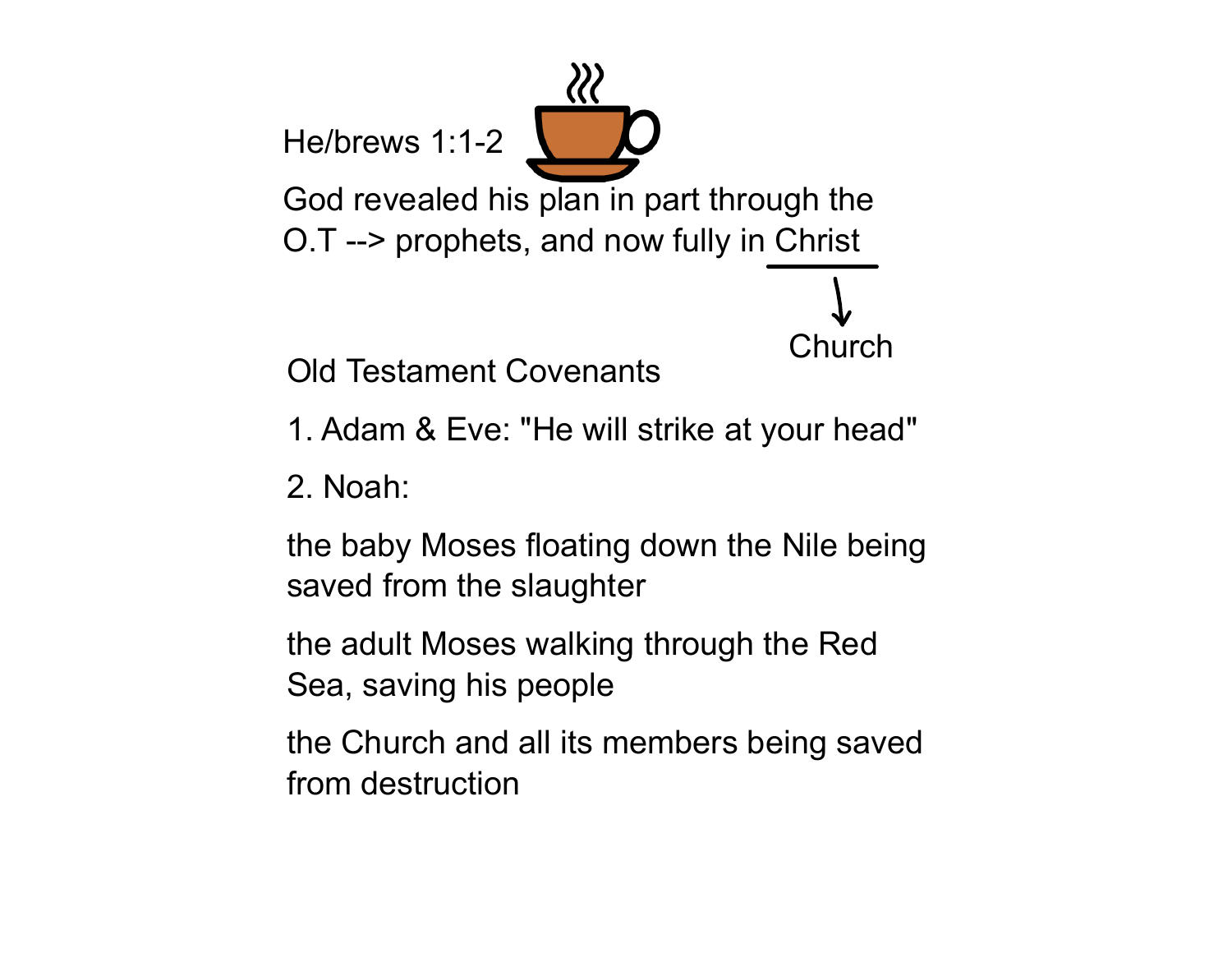He/brews 1:1-2

God revealed his plan in part through the O.T --> prophets, and now fully in Christ

Church

Old Testament Covenants

1. Adam & Eve: "He will strike at your head"

2. Noah:

the baby Moses floating down the Nile being saved from the slaughter

the adult Moses walking through the Red Sea, saving his people

the Church and all its members being saved from destruction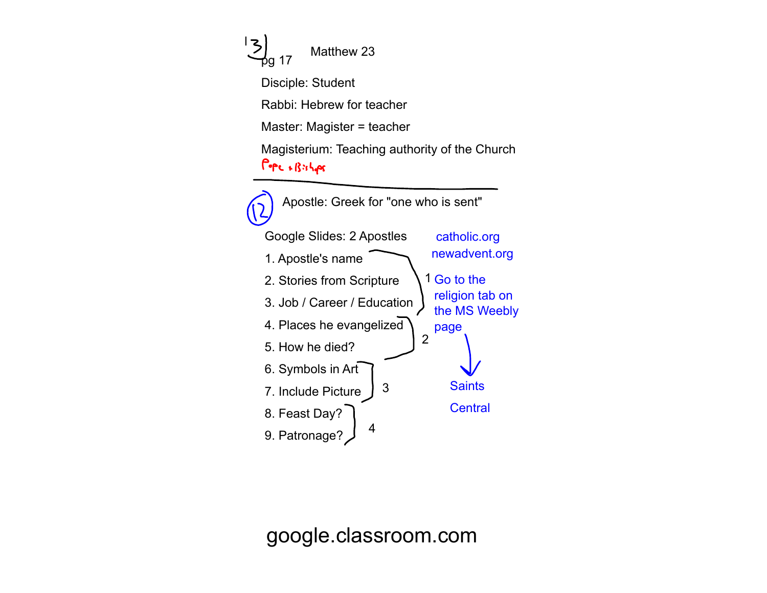13) pg 17 Matthew 23

Disciple: Student

Rabbi: Hebrew for teacher

Master: Magister = teacher

Magisterium: Teaching authority of the Church

Pope + Bishops

---

(12) Apostle: Greek for "one who is sent"

Google Slides: 2 Apostles

1. Apostle's name
2. Stories from Scripture
3. Job / Career / Education
4. Places he evangelized
5. How he died?
6. Symbols in Art
7. Include Picture
8. Feast Day?
9. Patronage?

1 (items 1–3)

2 (items 4–5)

3 (items 6–7)

4 (items 8–9)

catholic.org

newadvent.org

Go to the religion tab on the MS Weebly page → Saints Central

google.classroom.com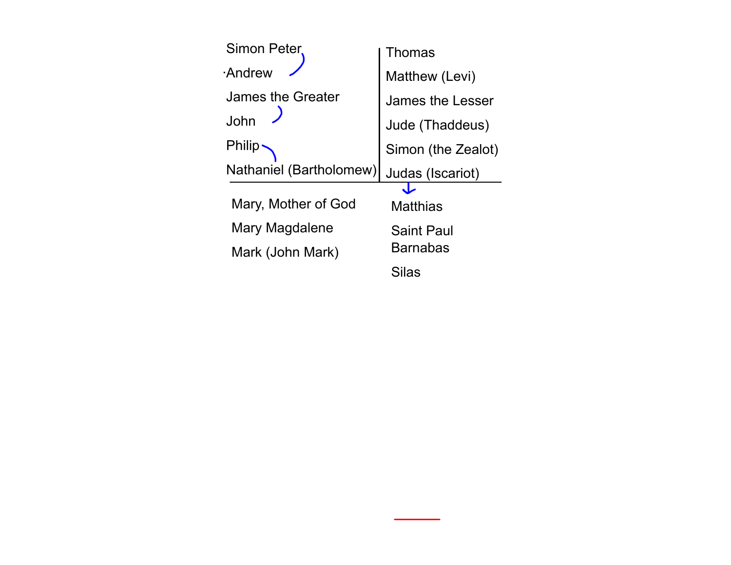| | |
|---|---|
| Simon Peter | Thomas |
| Andrew | Matthew (Levi) |
| James the Greater | James the Lesser |
| John | Jude (Thaddeus) |
| Philip | Simon (the Zealot) |
| Nathaniel (Bartholomew) | Judas (Iscariot) |

| | |
|---|---|
| Mary, Mother of God | Matthias |
| Mary Magdalene | Saint Paul |
| Mark (John Mark) | Barnabas |
| | Silas |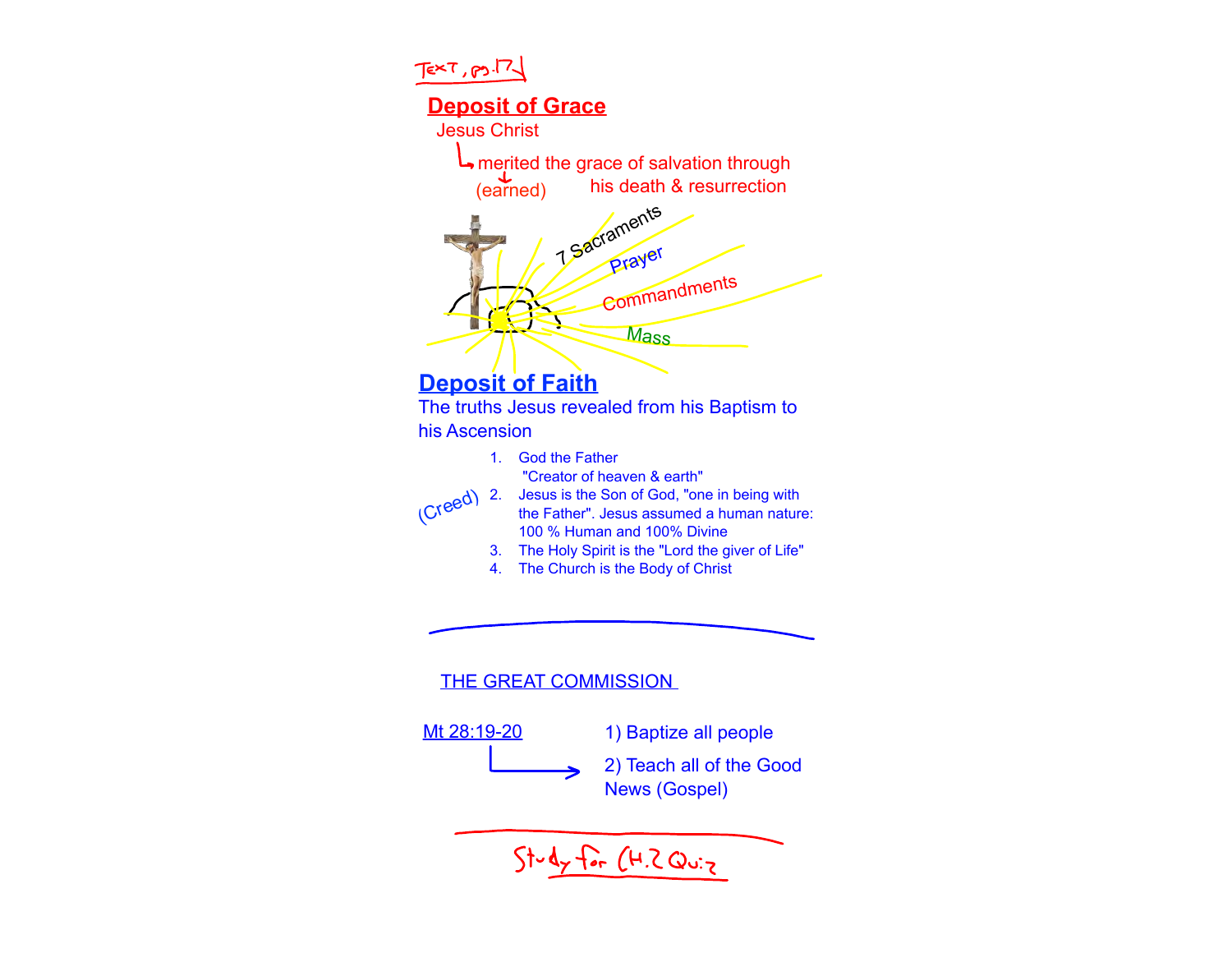Text, pg.17

## Deposit of Grace

Jesus Christ

→ merited the grace of salvation through his death & resurrection

(earned)

7 Sacraments

Prayer

Commandments

Mass

## Deposit of Faith

The truths Jesus revealed from his Baptism to his Ascension

(Creed)

1. God the Father
   "Creator of heaven & earth"
2. Jesus is the Son of God, "one in being with the Father". Jesus assumed a human nature: 100 % Human and 100% Divine
3. The Holy Spirit is the "Lord the giver of Life"
4. The Church is the Body of Christ

---

THE GREAT COMMISSION

Mt 28:19-20 →

1) Baptize all people

2) Teach all of the Good News (Gospel)

---

Study for CH.2 Quiz